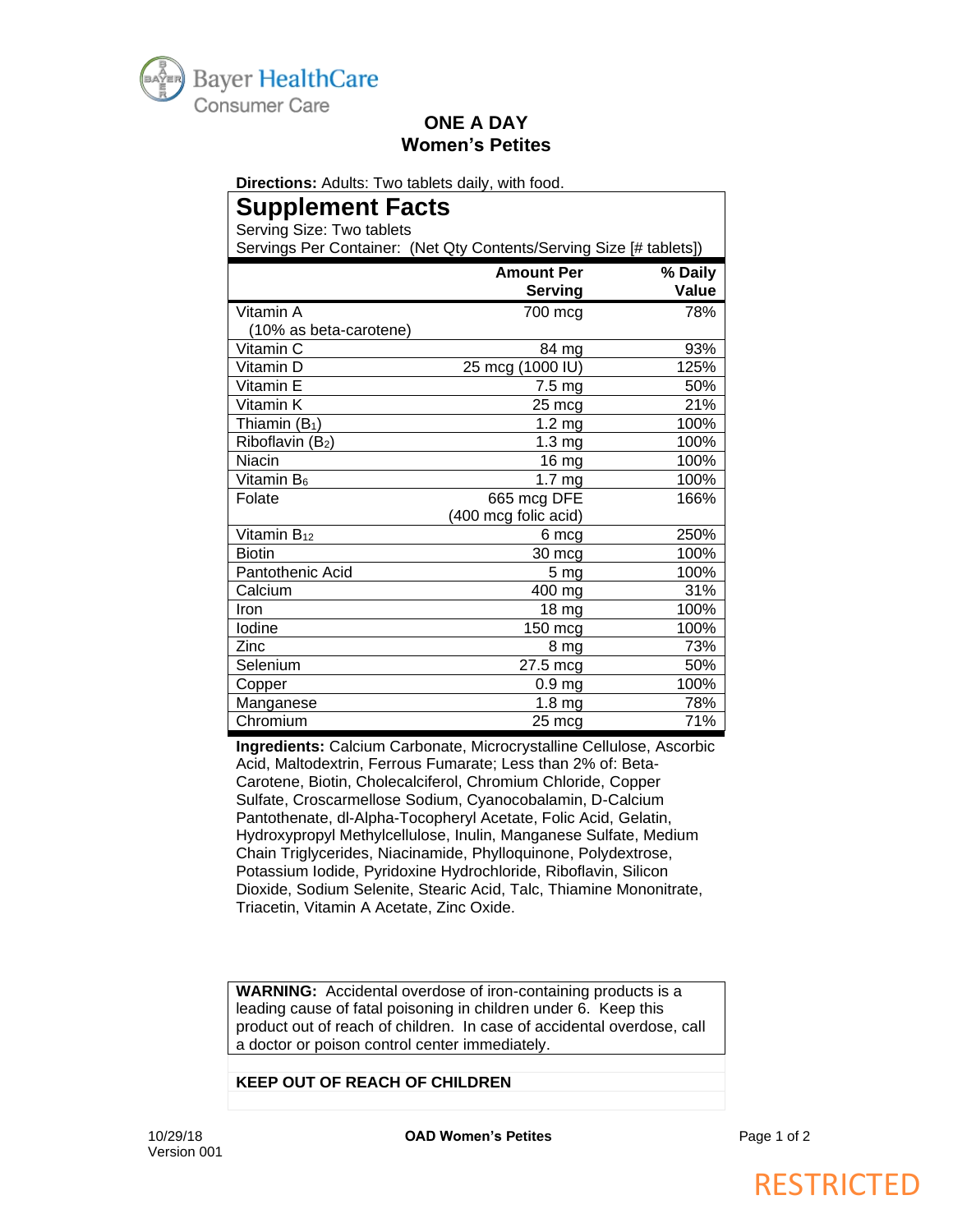Bayer HealthCare
Consumer Care

# ONE A DAY
## Women's Petites

**Directions:** Adults: Two tablets daily, with food.

## Supplement Facts

Serving Size: Two tablets
Servings Per Container: (Net Qty Contents/Serving Size [# tablets])

| | Amount Per Serving | % Daily Value |
|---|---|---|
| Vitamin A (10% as beta-carotene) | 700 mcg | 78% |
| Vitamin C | 84 mg | 93% |
| Vitamin D | 25 mcg (1000 IU) | 125% |
| Vitamin E | 7.5 mg | 50% |
| Vitamin K | 25 mcg | 21% |
| Thiamin ($B_1$) | 1.2 mg | 100% |
| Riboflavin ($B_2$) | 1.3 mg | 100% |
| Niacin | 16 mg | 100% |
| Vitamin $B_6$ | 1.7 mg | 100% |
| Folate | 665 mcg DFE (400 mcg folic acid) | 166% |
| Vitamin $B_{12}$ | 6 mcg | 250% |
| Biotin | 30 mcg | 100% |
| Pantothenic Acid | 5 mg | 100% |
| Calcium | 400 mg | 31% |
| Iron | 18 mg | 100% |
| Iodine | 150 mcg | 100% |
| Zinc | 8 mg | 73% |
| Selenium | 27.5 mcg | 50% |
| Copper | 0.9 mg | 100% |
| Manganese | 1.8 mg | 78% |
| Chromium | 25 mcg | 71% |

**Ingredients:** Calcium Carbonate, Microcrystalline Cellulose, Ascorbic Acid, Maltodextrin, Ferrous Fumarate; Less than 2% of: Beta-Carotene, Biotin, Cholecalciferol, Chromium Chloride, Copper Sulfate, Croscarmellose Sodium, Cyanocobalamin, D-Calcium Pantothenate, dl-Alpha-Tocopheryl Acetate, Folic Acid, Gelatin, Hydroxypropyl Methylcellulose, Inulin, Manganese Sulfate, Medium Chain Triglycerides, Niacinamide, Phylloquinone, Polydextrose, Potassium Iodide, Pyridoxine Hydrochloride, Riboflavin, Silicon Dioxide, Sodium Selenite, Stearic Acid, Talc, Thiamine Mononitrate, Triacetin, Vitamin A Acetate, Zinc Oxide.

**WARNING:** Accidental overdose of iron-containing products is a leading cause of fatal poisoning in children under 6. Keep this product out of reach of children. In case of accidental overdose, call a doctor or poison control center immediately.

**KEEP OUT OF REACH OF CHILDREN**

10/29/18
Version 001

RESTRICTED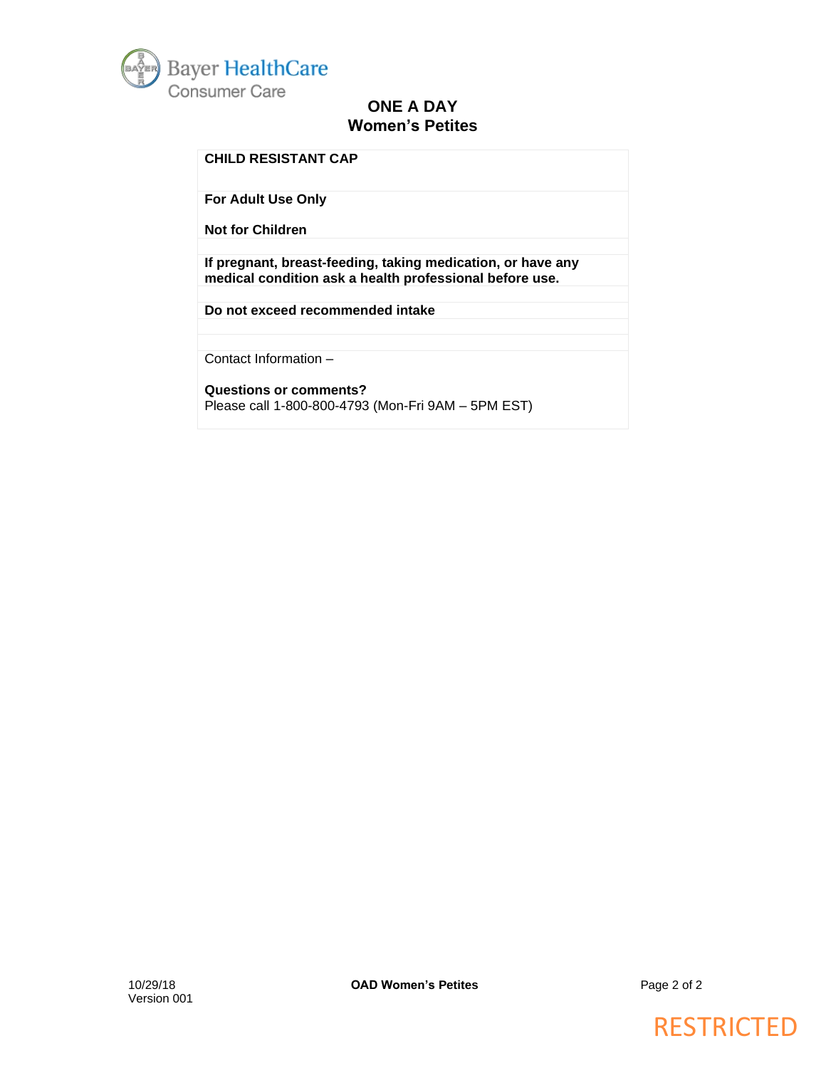# ONE A DAY
## Women's Petites

**CHILD RESISTANT CAP**

**For Adult Use Only**

**Not for Children**

**If pregnant, breast-feeding, taking medication, or have any medical condition ask a health professional before use.**

**Do not exceed recommended intake**

Contact Information –

**Questions or comments?**
Please call 1-800-800-4793 (Mon-Fri 9AM – 5PM EST)